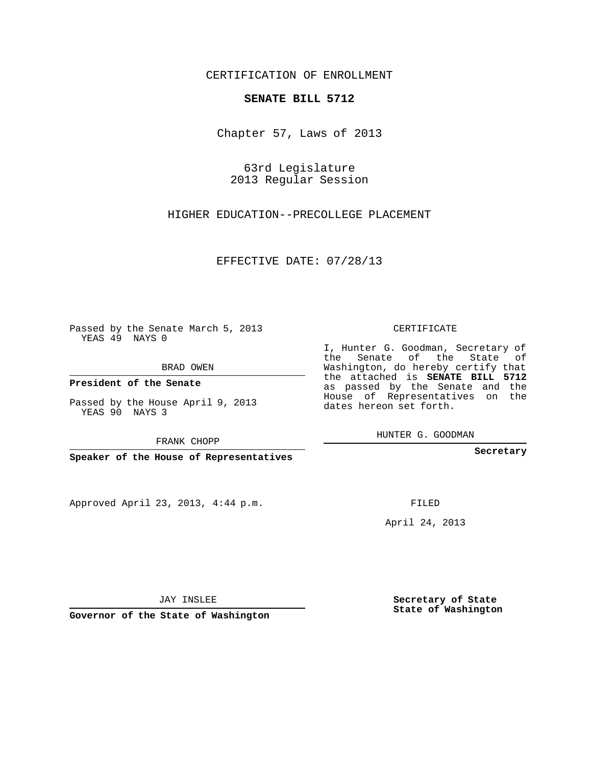CERTIFICATION OF ENROLLMENT

**SENATE BILL 5712**

Chapter 57, Laws of 2013

63rd Legislature
2013 Regular Session

HIGHER EDUCATION--PRECOLLEGE PLACEMENT

EFFECTIVE DATE: 07/28/13

Passed by the Senate March 5, 2013
YEAS 49 NAYS 0

BRAD OWEN

**President of the Senate**

Passed by the House April 9, 2013
YEAS 90 NAYS 3

FRANK CHOPP

**Speaker of the House of Representatives**

Approved April 23, 2013, 4:44 p.m.

JAY INSLEE

**Governor of the State of Washington**

CERTIFICATE

I, Hunter G. Goodman, Secretary of the Senate of the State of Washington, do hereby certify that the attached is **SENATE BILL 5712** as passed by the Senate and the House of Representatives on the dates hereon set forth.

HUNTER G. GOODMAN

**Secretary**

FILED

April 24, 2013

**Secretary of State**
**State of Washington**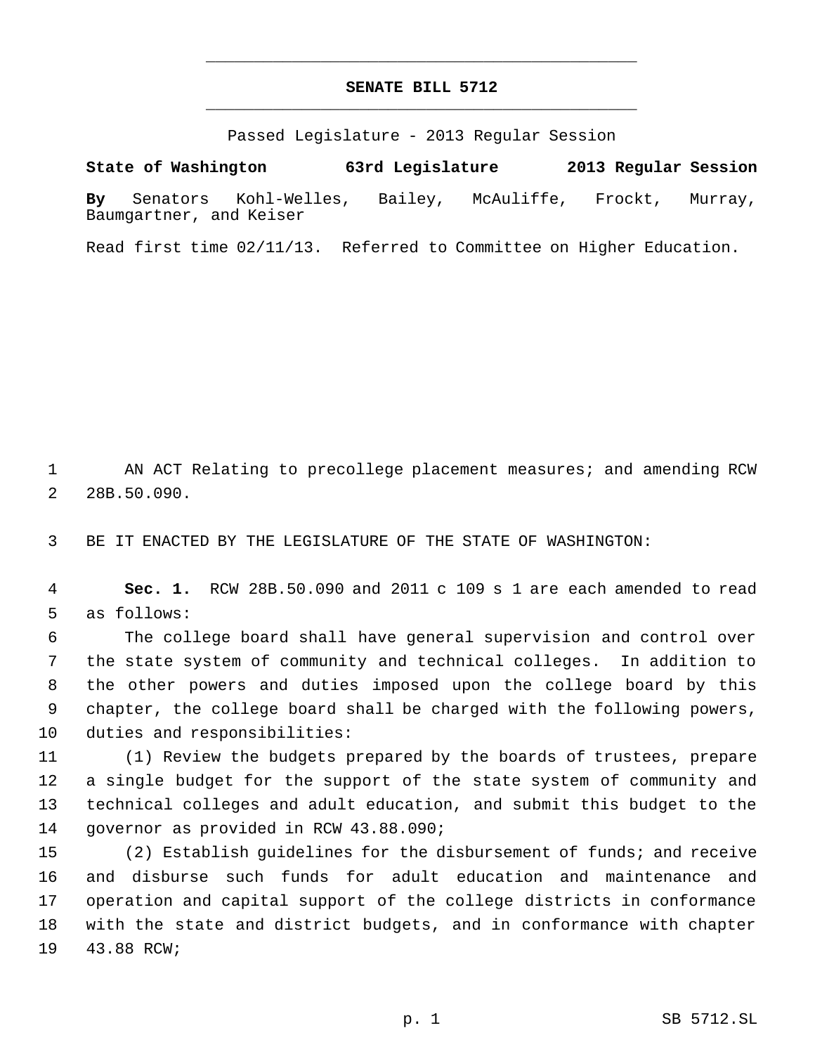# SENATE BILL 5712

Passed Legislature - 2013 Regular Session

**State of Washington 63rd Legislature 2013 Regular Session**

**By** Senators Kohl-Welles, Bailey, McAuliffe, Frockt, Murray, Baumgartner, and Keiser

Read first time 02/11/13. Referred to Committee on Higher Education.

AN ACT Relating to precollege placement measures; and amending RCW 28B.50.090.

BE IT ENACTED BY THE LEGISLATURE OF THE STATE OF WASHINGTON:

**Sec. 1.** RCW 28B.50.090 and 2011 c 109 s 1 are each amended to read as follows:

The college board shall have general supervision and control over the state system of community and technical colleges. In addition to the other powers and duties imposed upon the college board by this chapter, the college board shall be charged with the following powers, duties and responsibilities:

(1) Review the budgets prepared by the boards of trustees, prepare a single budget for the support of the state system of community and technical colleges and adult education, and submit this budget to the governor as provided in RCW 43.88.090;

(2) Establish guidelines for the disbursement of funds; and receive and disburse such funds for adult education and maintenance and operation and capital support of the college districts in conformance with the state and district budgets, and in conformance with chapter 43.88 RCW;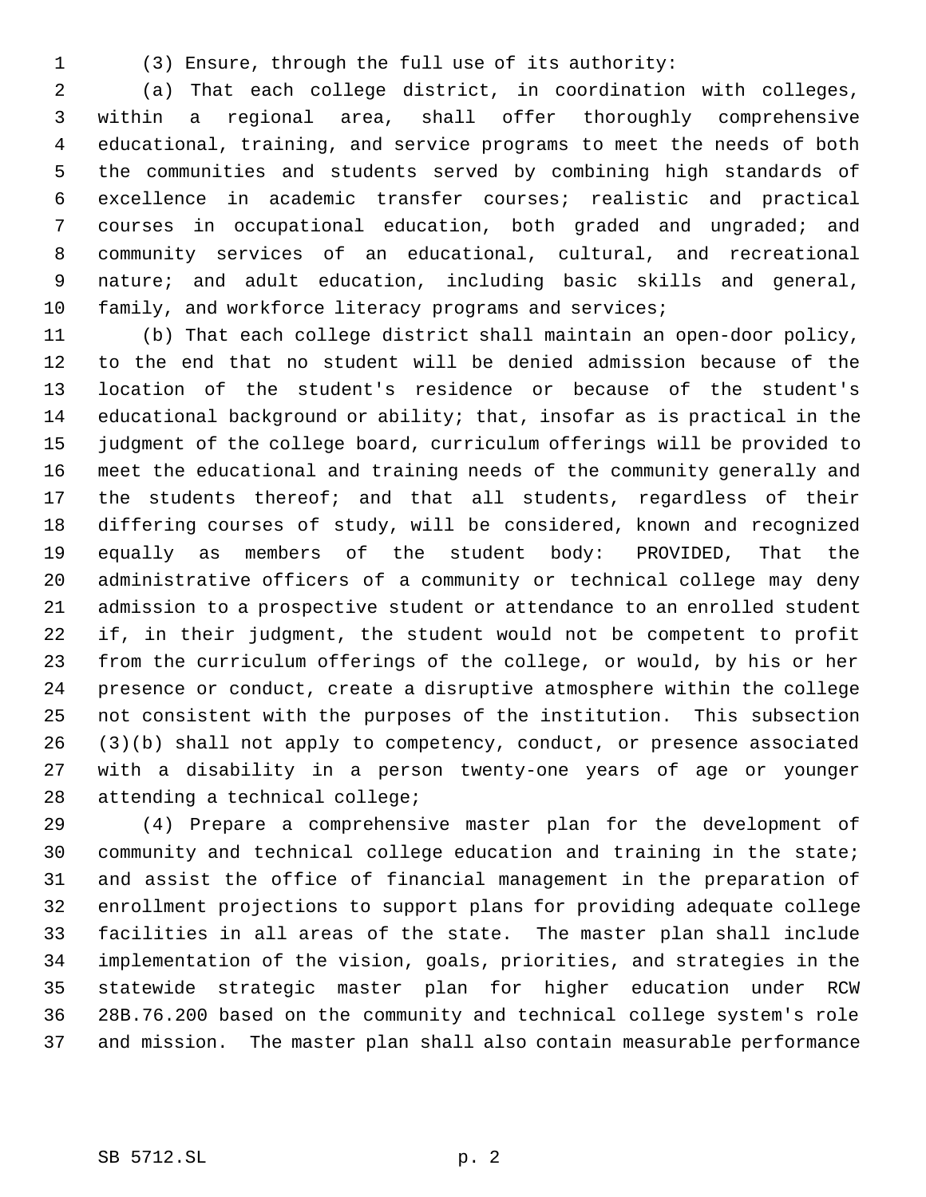(3) Ensure, through the full use of its authority:

(a) That each college district, in coordination with colleges, within a regional area, shall offer thoroughly comprehensive educational, training, and service programs to meet the needs of both the communities and students served by combining high standards of excellence in academic transfer courses; realistic and practical courses in occupational education, both graded and ungraded; and community services of an educational, cultural, and recreational nature; and adult education, including basic skills and general, family, and workforce literacy programs and services;

(b) That each college district shall maintain an open-door policy, to the end that no student will be denied admission because of the location of the student's residence or because of the student's educational background or ability; that, insofar as is practical in the judgment of the college board, curriculum offerings will be provided to meet the educational and training needs of the community generally and the students thereof; and that all students, regardless of their differing courses of study, will be considered, known and recognized equally as members of the student body: PROVIDED, That the administrative officers of a community or technical college may deny admission to a prospective student or attendance to an enrolled student if, in their judgment, the student would not be competent to profit from the curriculum offerings of the college, or would, by his or her presence or conduct, create a disruptive atmosphere within the college not consistent with the purposes of the institution. This subsection (3)(b) shall not apply to competency, conduct, or presence associated with a disability in a person twenty-one years of age or younger attending a technical college;

(4) Prepare a comprehensive master plan for the development of community and technical college education and training in the state; and assist the office of financial management in the preparation of enrollment projections to support plans for providing adequate college facilities in all areas of the state. The master plan shall include implementation of the vision, goals, priorities, and strategies in the statewide strategic master plan for higher education under RCW 28B.76.200 based on the community and technical college system's role and mission. The master plan shall also contain measurable performance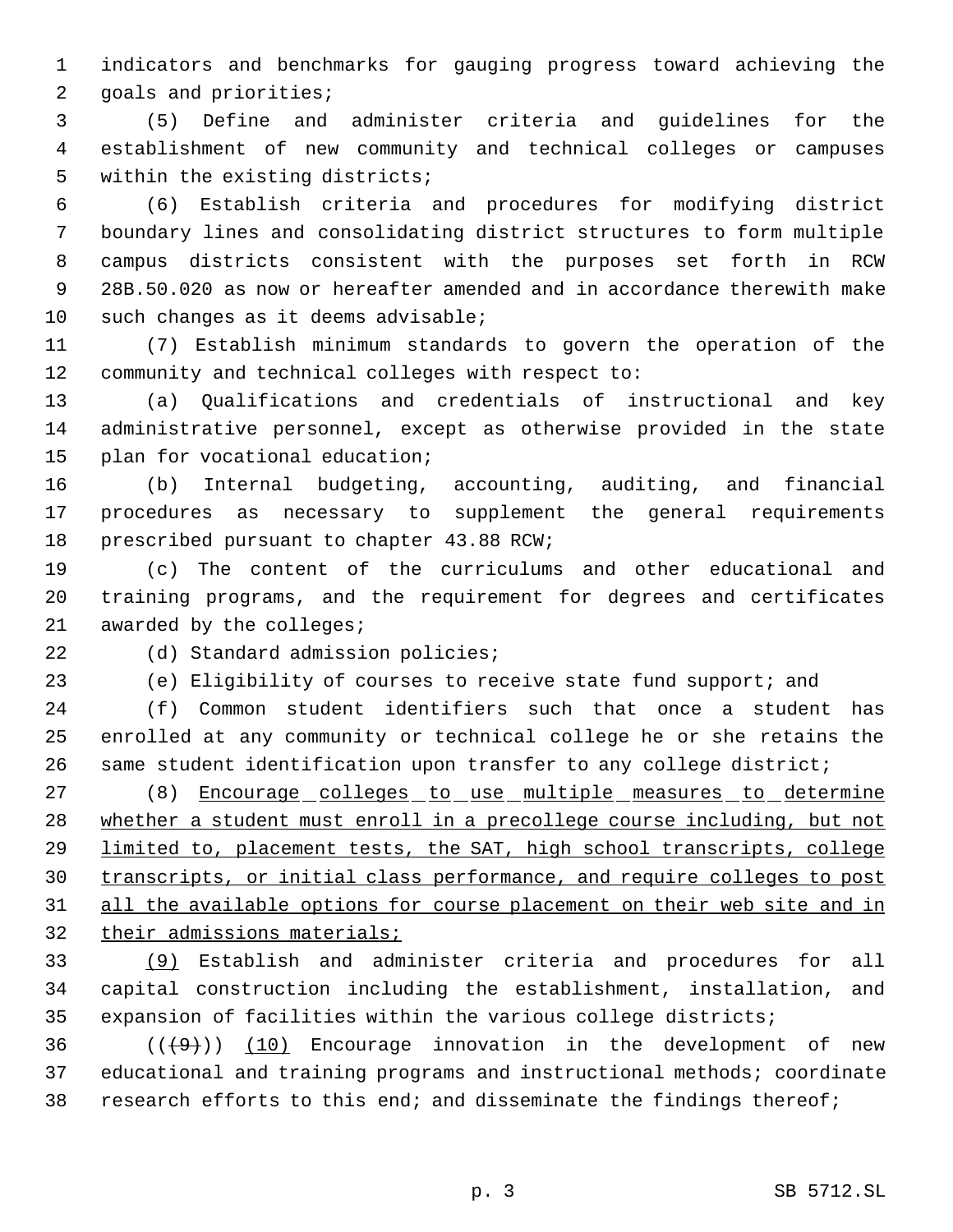indicators and benchmarks for gauging progress toward achieving the goals and priorities;

(5) Define and administer criteria and guidelines for the establishment of new community and technical colleges or campuses within the existing districts;

(6) Establish criteria and procedures for modifying district boundary lines and consolidating district structures to form multiple campus districts consistent with the purposes set forth in RCW 28B.50.020 as now or hereafter amended and in accordance therewith make such changes as it deems advisable;

(7) Establish minimum standards to govern the operation of the community and technical colleges with respect to:

(a) Qualifications and credentials of instructional and key administrative personnel, except as otherwise provided in the state plan for vocational education;

(b) Internal budgeting, accounting, auditing, and financial procedures as necessary to supplement the general requirements prescribed pursuant to chapter 43.88 RCW;

(c) The content of the curriculums and other educational and training programs, and the requirement for degrees and certificates awarded by the colleges;

(d) Standard admission policies;

(e) Eligibility of courses to receive state fund support; and

(f) Common student identifiers such that once a student has enrolled at any community or technical college he or she retains the same student identification upon transfer to any college district;

(8) <u>Encourage colleges to use multiple measures to determine whether a student must enroll in a precollege course including, but not limited to, placement tests, the SAT, high school transcripts, college transcripts, or initial class performance, and require colleges to post all the available options for course placement on their web site and in their admissions materials;</u>

<u>(9)</u> Establish and administer criteria and procedures for all capital construction including the establishment, installation, and expansion of facilities within the various college districts;

((~~(9)~~)) <u>(10)</u> Encourage innovation in the development of new educational and training programs and instructional methods; coordinate research efforts to this end; and disseminate the findings thereof;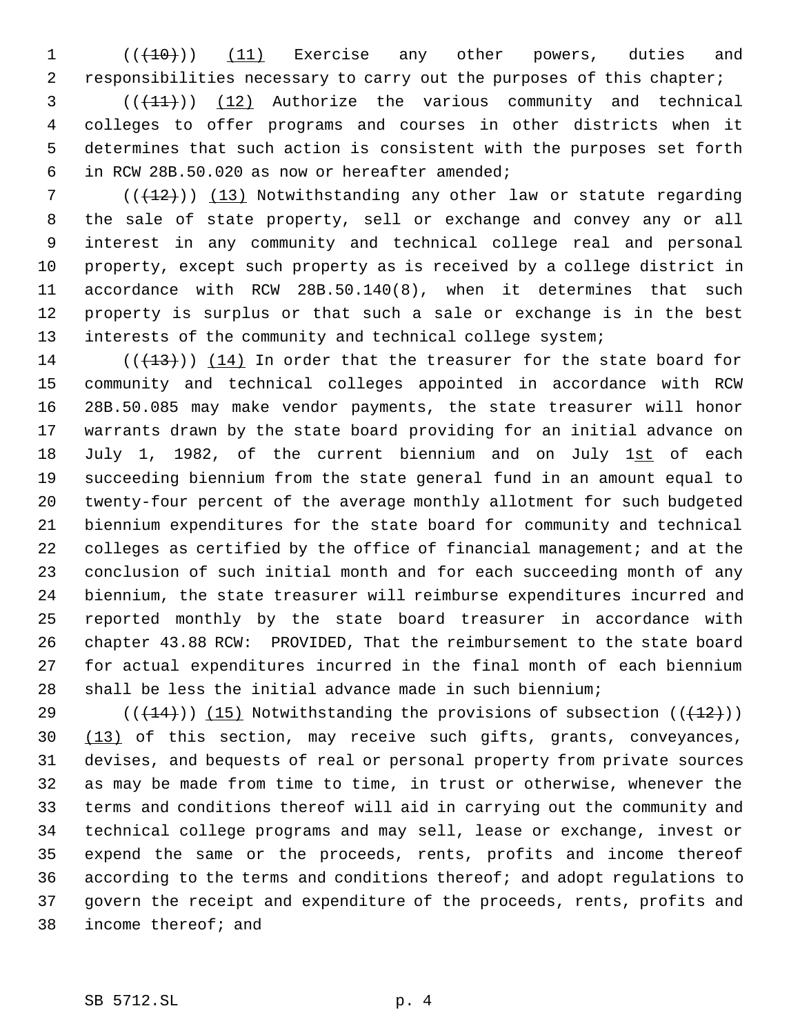((~~(10)~~)) <u>(11)</u> Exercise any other powers, duties and responsibilities necessary to carry out the purposes of this chapter;

((~~(11)~~)) <u>(12)</u> Authorize the various community and technical colleges to offer programs and courses in other districts when it determines that such action is consistent with the purposes set forth in RCW 28B.50.020 as now or hereafter amended;

((~~(12)~~)) <u>(13)</u> Notwithstanding any other law or statute regarding the sale of state property, sell or exchange and convey any or all interest in any community and technical college real and personal property, except such property as is received by a college district in accordance with RCW 28B.50.140(8), when it determines that such property is surplus or that such a sale or exchange is in the best interests of the community and technical college system;

((~~(13)~~)) <u>(14)</u> In order that the treasurer for the state board for community and technical colleges appointed in accordance with RCW 28B.50.085 may make vendor payments, the state treasurer will honor warrants drawn by the state board providing for an initial advance on July 1, 1982, of the current biennium and on July 1<u>st</u> of each succeeding biennium from the state general fund in an amount equal to twenty-four percent of the average monthly allotment for such budgeted biennium expenditures for the state board for community and technical colleges as certified by the office of financial management; and at the conclusion of such initial month and for each succeeding month of any biennium, the state treasurer will reimburse expenditures incurred and reported monthly by the state board treasurer in accordance with chapter 43.88 RCW: PROVIDED, That the reimbursement to the state board for actual expenditures incurred in the final month of each biennium shall be less the initial advance made in such biennium;

((~~(14)~~)) <u>(15)</u> Notwithstanding the provisions of subsection ((~~(12)~~)) <u>(13)</u> of this section, may receive such gifts, grants, conveyances, devises, and bequests of real or personal property from private sources as may be made from time to time, in trust or otherwise, whenever the terms and conditions thereof will aid in carrying out the community and technical college programs and may sell, lease or exchange, invest or expend the same or the proceeds, rents, profits and income thereof according to the terms and conditions thereof; and adopt regulations to govern the receipt and expenditure of the proceeds, rents, profits and income thereof; and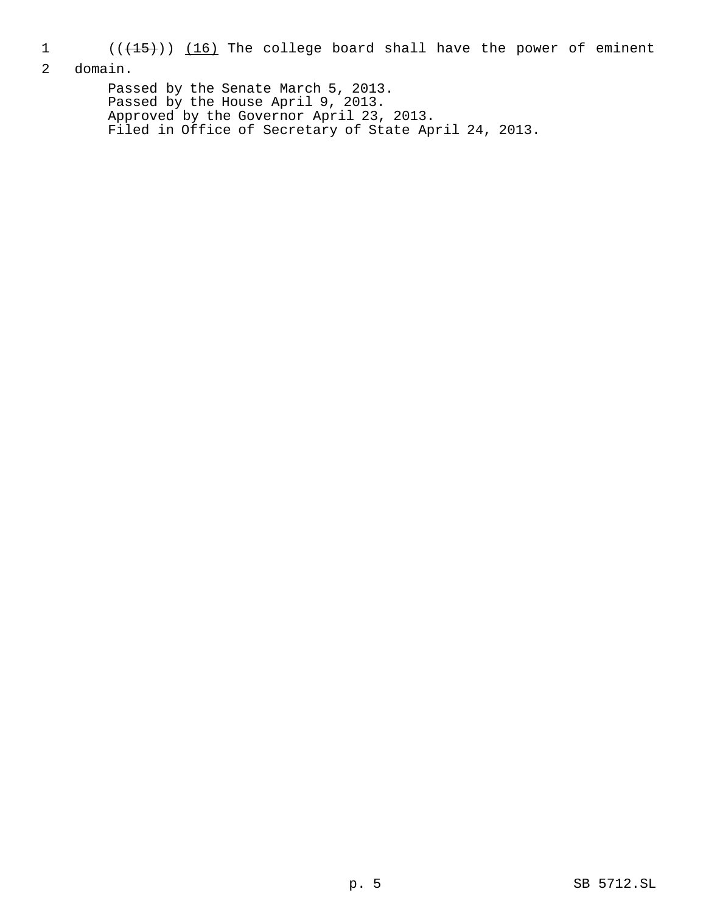((~~(15)~~)) <u>(16)</u> The college board shall have the power of eminent domain.

Passed by the Senate March 5, 2013.
Passed by the House April 9, 2013.
Approved by the Governor April 23, 2013.
Filed in Office of Secretary of State April 24, 2013.